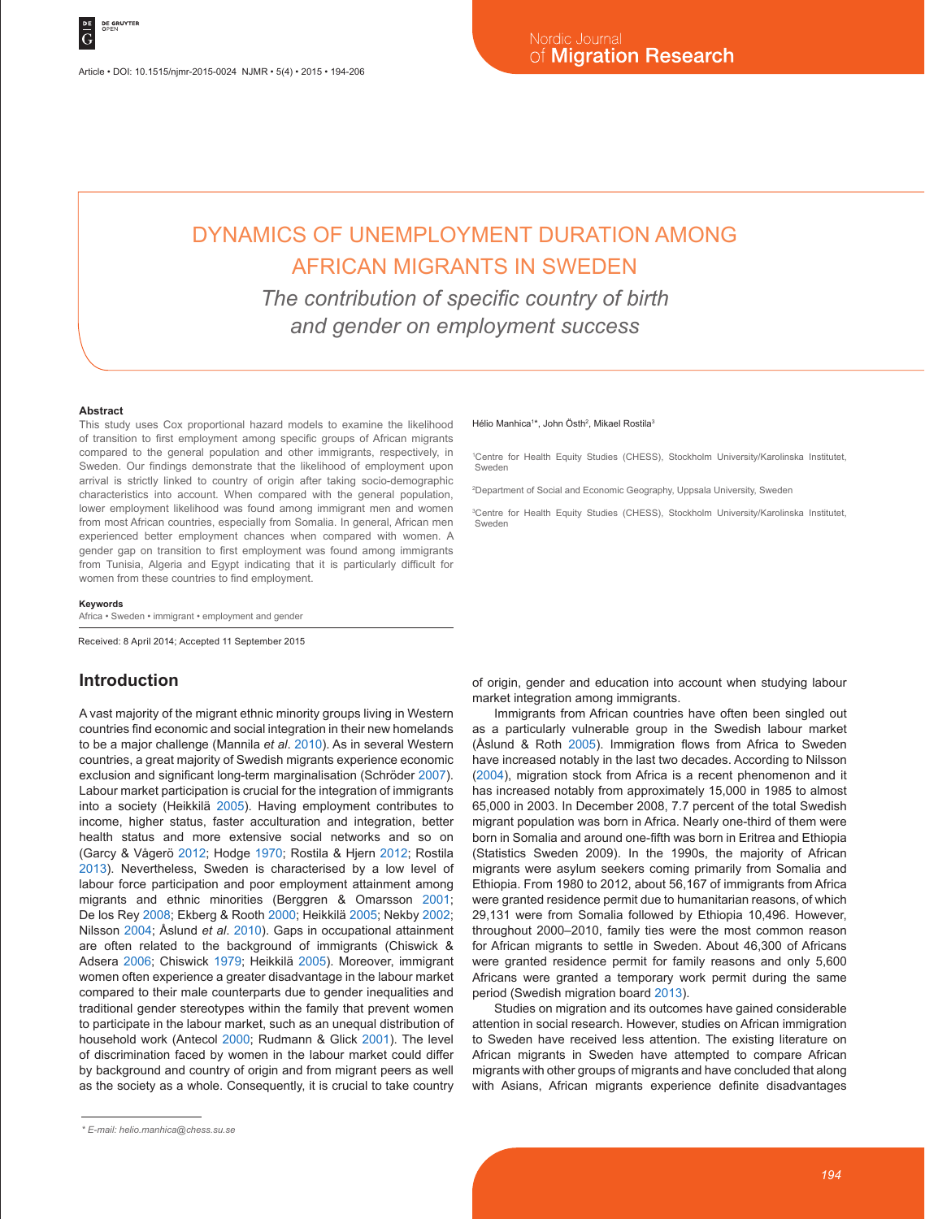# DYNAMICS OF UNEMPLOYMENT DURATION AMONG AFRICAN MIGRANTS IN SWEDEN

## *The contribution of specific country of birth and gender on employment success*

Hélio Manhica[1]*, John Östh[2], Mikael Rostila[3]

[1]Centre for Health Equity Studies (CHESS), Stockholm University/Karolinska Institutet, Sweden

[2]Department of Social and Economic Geography, Uppsala University, Sweden

[3]Centre for Health Equity Studies (CHESS), Stockholm University/Karolinska Institutet, Sweden

### Abstract

This study uses Cox proportional hazard models to examine the likelihood of transition to first employment among specific groups of African migrants compared to the general population and other immigrants, respectively, in Sweden. Our findings demonstrate that the likelihood of employment upon arrival is strictly linked to country of origin after taking socio-demographic characteristics into account. When compared with the general population, lower employment likelihood was found among immigrant men and women from most African countries, especially from Somalia. In general, African men experienced better employment chances when compared with women. A gender gap on transition to first employment was found among immigrants from Tunisia, Algeria and Egypt indicating that it is particularly difficult for women from these countries to find employment.

### Keywords

Africa • Sweden • immigrant • employment and gender

Received: 8 April 2014; Accepted 11 September 2015

## Introduction

A vast majority of the migrant ethnic minority groups living in Western countries find economic and social integration in their new homelands to be a major challenge (Mannila *et al*. 2010). As in several Western countries, a great majority of Swedish migrants experience economic exclusion and significant long-term marginalisation (Schröder 2007). Labour market participation is crucial for the integration of immigrants into a society (Heikkilä 2005). Having employment contributes to income, higher status, faster acculturation and integration, better health status and more extensive social networks and so on (Garcy & Vågerö 2012; Hodge 1970; Rostila & Hjern 2012; Rostila 2013). Nevertheless, Sweden is characterised by a low level of labour force participation and poor employment attainment among migrants and ethnic minorities (Berggren & Omarsson 2001; De los Rey 2008; Ekberg & Rooth 2000; Heikkilä 2005; Nekby 2002; Nilsson 2004; Åslund *et al*. 2010). Gaps in occupational attainment are often related to the background of immigrants (Chiswick & Adsera 2006; Chiswick 1979; Heikkilä 2005). Moreover, immigrant women often experience a greater disadvantage in the labour market compared to their male counterparts due to gender inequalities and traditional gender stereotypes within the family that prevent women to participate in the labour market, such as an unequal distribution of household work (Antecol 2000; Rudmann & Glick 2001). The level of discrimination faced by women in the labour market could differ by background and country of origin and from migrant peers as well as the society as a whole. Consequently, it is crucial to take country of origin, gender and education into account when studying labour market integration among immigrants.

Immigrants from African countries have often been singled out as a particularly vulnerable group in the Swedish labour market (Åslund & Roth 2005). Immigration flows from Africa to Sweden have increased notably in the last two decades. According to Nilsson (2004), migration stock from Africa is a recent phenomenon and it has increased notably from approximately 15,000 in 1985 to almost 65,000 in 2003. In December 2008, 7.7 percent of the total Swedish migrant population was born in Africa. Nearly one-third of them were born in Somalia and around one-fifth was born in Eritrea and Ethiopia (Statistics Sweden 2009). In the 1990s, the majority of African migrants were asylum seekers coming primarily from Somalia and Ethiopia. From 1980 to 2012, about 56,167 of immigrants from Africa were granted residence permit due to humanitarian reasons, of which 29,131 were from Somalia followed by Ethiopia 10,496. However, throughout 2000–2010, family ties were the most common reason for African migrants to settle in Sweden. About 46,300 of Africans were granted residence permit for family reasons and only 5,600 Africans were granted a temporary work permit during the same period (Swedish migration board 2013).

Studies on migration and its outcomes have gained considerable attention in social research. However, studies on African immigration to Sweden have received less attention. The existing literature on African migrants in Sweden have attempted to compare African migrants with other groups of migrants and have concluded that along with Asians, African migrants experience definite disadvantages

\* E-mail: helio.manhica@chess.su.se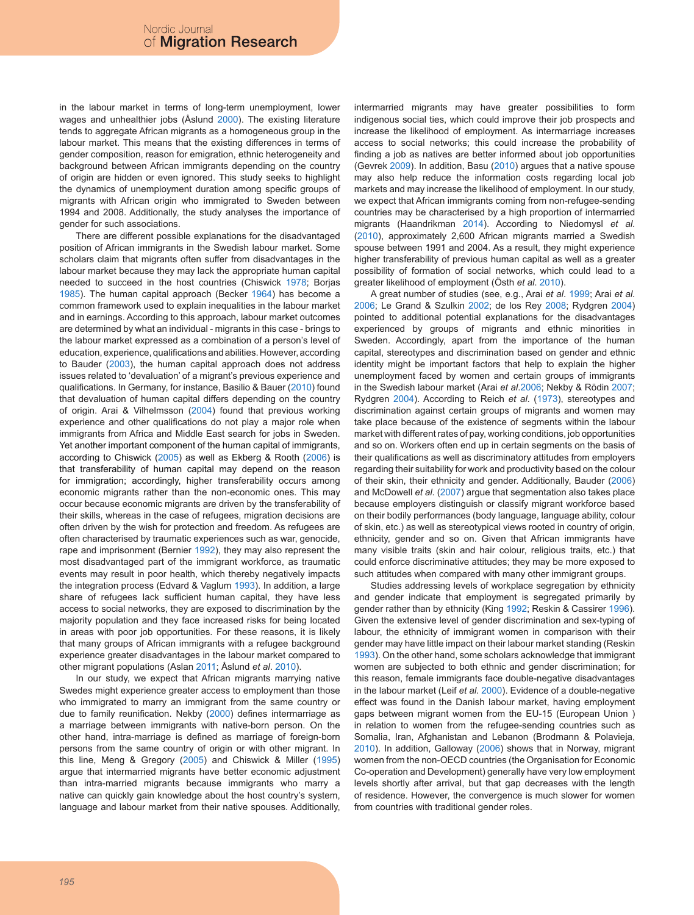in the labour market in terms of long-term unemployment, lower wages and unhealthier jobs (Åslund 2000). The existing literature tends to aggregate African migrants as a homogeneous group in the labour market. This means that the existing differences in terms of gender composition, reason for emigration, ethnic heterogeneity and background between African immigrants depending on the country of origin are hidden or even ignored. This study seeks to highlight the dynamics of unemployment duration among specific groups of migrants with African origin who immigrated to Sweden between 1994 and 2008. Additionally, the study analyses the importance of gender for such associations.

There are different possible explanations for the disadvantaged position of African immigrants in the Swedish labour market. Some scholars claim that migrants often suffer from disadvantages in the labour market because they may lack the appropriate human capital needed to succeed in the host countries (Chiswick 1978; Borjas 1985). The human capital approach (Becker 1964) has become a common framework used to explain inequalities in the labour market and in earnings. According to this approach, labour market outcomes are determined by what an individual - migrants in this case - brings to the labour market expressed as a combination of a person's level of education, experience, qualifications and abilities. However, according to Bauder (2003), the human capital approach does not address issues related to 'devaluation' of a migrant's previous experience and qualifications. In Germany, for instance, Basilio & Bauer (2010) found that devaluation of human capital differs depending on the country of origin. Arai & Vilhelmsson (2004) found that previous working experience and other qualifications do not play a major role when immigrants from Africa and Middle East search for jobs in Sweden. Yet another important component of the human capital of immigrants, according to Chiswick (2005) as well as Ekberg & Rooth (2006) is that transferability of human capital may depend on the reason for immigration; accordingly, higher transferability occurs among economic migrants rather than the non-economic ones. This may occur because economic migrants are driven by the transferability of their skills, whereas in the case of refugees, migration decisions are often driven by the wish for protection and freedom. As refugees are often characterised by traumatic experiences such as war, genocide, rape and imprisonment (Bernier 1992), they may also represent the most disadvantaged part of the immigrant workforce, as traumatic events may result in poor health, which thereby negatively impacts the integration process (Edvard & Vaglum 1993). In addition, a large share of refugees lack sufficient human capital, they have less access to social networks, they are exposed to discrimination by the majority population and they face increased risks for being located in areas with poor job opportunities. For these reasons, it is likely that many groups of African immigrants with a refugee background experience greater disadvantages in the labour market compared to other migrant populations (Aslan 2011; Åslund *et al*. 2010).

In our study, we expect that African migrants marrying native Swedes might experience greater access to employment than those who immigrated to marry an immigrant from the same country or due to family reunification. Nekby (2000) defines intermarriage as a marriage between immigrants with native-born person. On the other hand, intra-marriage is defined as marriage of foreign-born persons from the same country of origin or with other migrant. In this line, Meng & Gregory (2005) and Chiswick & Miller (1995) argue that intermarried migrants have better economic adjustment than intra-married migrants because immigrants who marry a native can quickly gain knowledge about the host country's system, language and labour market from their native spouses. Additionally, intermarried migrants may have greater possibilities to form indigenous social ties, which could improve their job prospects and increase the likelihood of employment. As intermarriage increases access to social networks; this could increase the probability of finding a job as natives are better informed about job opportunities (Gevrek 2009). In addition, Basu (2010) argues that a native spouse may also help reduce the information costs regarding local job markets and may increase the likelihood of employment. In our study, we expect that African immigrants coming from non-refugee-sending countries may be characterised by a high proportion of intermarried migrants (Haandrikman 2014). According to Niedomysl *et al*. (2010), approximately 2,600 African migrants married a Swedish spouse between 1991 and 2004. As a result, they might experience higher transferability of previous human capital as well as a greater possibility of formation of social networks, which could lead to a greater likelihood of employment (Östh *et al*. 2010).

A great number of studies (see, e.g., Arai *et al*. 1999; Arai *et al*. 2006; Le Grand & Szulkin 2002; de los Rey 2008; Rydgren 2004) pointed to additional potential explanations for the disadvantages experienced by groups of migrants and ethnic minorities in Sweden. Accordingly, apart from the importance of the human capital, stereotypes and discrimination based on gender and ethnic identity might be important factors that help to explain the higher unemployment faced by women and certain groups of immigrants in the Swedish labour market (Arai *et al*.2006; Nekby & Rödin 2007; Rydgren 2004). According to Reich *et al*. (1973), stereotypes and discrimination against certain groups of migrants and women may take place because of the existence of segments within the labour market with different rates of pay, working conditions, job opportunities and so on. Workers often end up in certain segments on the basis of their qualifications as well as discriminatory attitudes from employers regarding their suitability for work and productivity based on the colour of their skin, their ethnicity and gender. Additionally, Bauder (2006) and McDowell *et al*. (2007) argue that segmentation also takes place because employers distinguish or classify migrant workforce based on their bodily performances (body language, language ability, colour of skin, etc.) as well as stereotypical views rooted in country of origin, ethnicity, gender and so on. Given that African immigrants have many visible traits (skin and hair colour, religious traits, etc.) that could enforce discriminative attitudes; they may be more exposed to such attitudes when compared with many other immigrant groups.

Studies addressing levels of workplace segregation by ethnicity and gender indicate that employment is segregated primarily by gender rather than by ethnicity (King 1992; Reskin & Cassirer 1996). Given the extensive level of gender discrimination and sex-typing of labour, the ethnicity of immigrant women in comparison with their gender may have little impact on their labour market standing (Reskin 1993). On the other hand, some scholars acknowledge that immigrant women are subjected to both ethnic and gender discrimination; for this reason, female immigrants face double-negative disadvantages in the labour market (Leif *et al*. 2000). Evidence of a double-negative effect was found in the Danish labour market, having employment gaps between migrant women from the EU-15 (European Union ) in relation to women from the refugee-sending countries such as Somalia, Iran, Afghanistan and Lebanon (Brodmann & Polavieja, 2010). In addition, Galloway (2006) shows that in Norway, migrant women from the non-OECD countries (the Organisation for Economic Co-operation and Development) generally have very low employment levels shortly after arrival, but that gap decreases with the length of residence. However, the convergence is much slower for women from countries with traditional gender roles.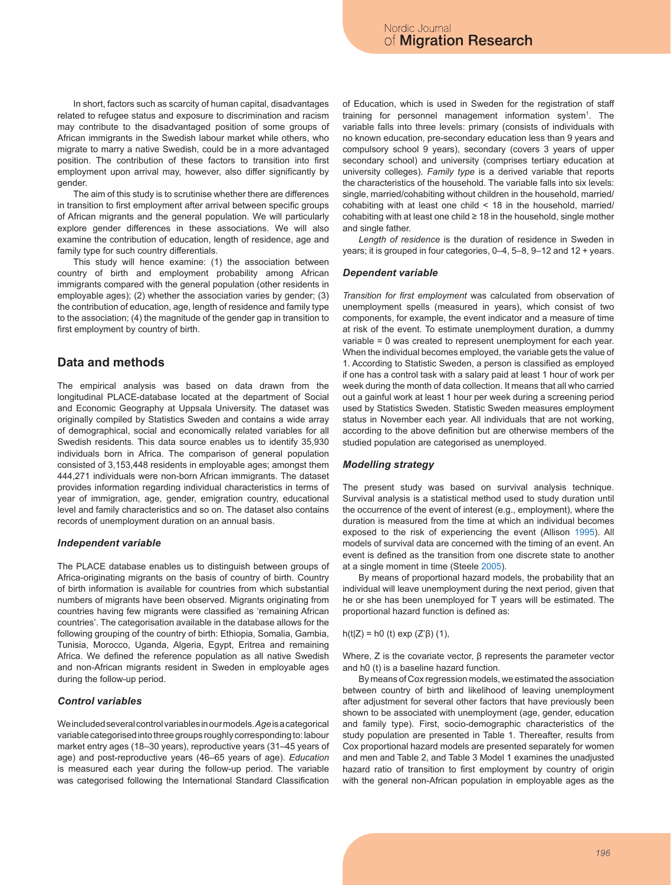In short, factors such as scarcity of human capital, disadvantages related to refugee status and exposure to discrimination and racism may contribute to the disadvantaged position of some groups of African immigrants in the Swedish labour market while others, who migrate to marry a native Swedish, could be in a more advantaged position. The contribution of these factors to transition into first employment upon arrival may, however, also differ significantly by gender.

The aim of this study is to scrutinise whether there are differences in transition to first employment after arrival between specific groups of African migrants and the general population. We will particularly explore gender differences in these associations. We will also examine the contribution of education, length of residence, age and family type for such country differentials.

This study will hence examine: (1) the association between country of birth and employment probability among African immigrants compared with the general population (other residents in employable ages); (2) whether the association varies by gender; (3) the contribution of education, age, length of residence and family type to the association; (4) the magnitude of the gender gap in transition to first employment by country of birth.

## Data and methods

The empirical analysis was based on data drawn from the longitudinal PLACE-database located at the department of Social and Economic Geography at Uppsala University. The dataset was originally compiled by Statistics Sweden and contains a wide array of demographical, social and economically related variables for all Swedish residents. This data source enables us to identify 35,930 individuals born in Africa. The comparison of general population consisted of 3,153,448 residents in employable ages; amongst them 444,271 individuals were non-born African immigrants. The dataset provides information regarding individual characteristics in terms of year of immigration, age, gender, emigration country, educational level and family characteristics and so on. The dataset also contains records of unemployment duration on an annual basis.

### *Independent variable*

The PLACE database enables us to distinguish between groups of Africa-originating migrants on the basis of country of birth. Country of birth information is available for countries from which substantial numbers of migrants have been observed. Migrants originating from countries having few migrants were classified as 'remaining African countries'. The categorisation available in the database allows for the following grouping of the country of birth: Ethiopia, Somalia, Gambia, Tunisia, Morocco, Uganda, Algeria, Egypt, Eritrea and remaining Africa. We defined the reference population as all native Swedish and non-African migrants resident in Sweden in employable ages during the follow-up period.

### *Control variables*

We included several control variables in our models. *Age* is a categorical variable categorised into three groups roughly corresponding to: labour market entry ages (18–30 years), reproductive years (31–45 years of age) and post-reproductive years (46–65 years of age). *Education* is measured each year during the follow-up period. The variable was categorised following the International Standard Classification of Education, which is used in Sweden for the registration of staff training for personnel management information system[1]. The variable falls into three levels: primary (consists of individuals with no known education, pre-secondary education less than 9 years and compulsory school 9 years), secondary (covers 3 years of upper secondary school) and university (comprises tertiary education at university colleges). *Family type* is a derived variable that reports the characteristics of the household. The variable falls into six levels: single, married/cohabiting without children in the household, married/cohabiting with at least one child < 18 in the household, married/cohabiting with at least one child ≥ 18 in the household, single mother and single father.

*Length of residence* is the duration of residence in Sweden in years; it is grouped in four categories, 0–4, 5–8, 9–12 and 12 + years.

### *Dependent variable*

*Transition for first employment* was calculated from observation of unemployment spells (measured in years), which consist of two components, for example, the event indicator and a measure of time at risk of the event. To estimate unemployment duration, a dummy variable = 0 was created to represent unemployment for each year. When the individual becomes employed, the variable gets the value of 1. According to Statistic Sweden, a person is classified as employed if one has a control task with a salary paid at least 1 hour of work per week during the month of data collection. It means that all who carried out a gainful work at least 1 hour per week during a screening period used by Statistics Sweden. Statistic Sweden measures employment status in November each year. All individuals that are not working, according to the above definition but are otherwise members of the studied population are categorised as unemployed.

### *Modelling strategy*

The present study was based on survival analysis technique. Survival analysis is a statistical method used to study duration until the occurrence of the event of interest (e.g., employment), where the duration is measured from the time at which an individual becomes exposed to the risk of experiencing the event (Allison 1995). All models of survival data are concerned with the timing of an event. An event is defined as the transition from one discrete state to another at a single moment in time (Steele 2005).

By means of proportional hazard models, the probability that an individual will leave unemployment during the next period, given that he or she has been unemployed for T years will be estimated. The proportional hazard function is defined as:

$$h(t|Z) = h0\ (t)\ \exp\ (Z'\beta)\ (1),$$

Where, Z is the covariate vector, β represents the parameter vector and h0 (t) is a baseline hazard function.

By means of Cox regression models, we estimated the association between country of birth and likelihood of leaving unemployment after adjustment for several other factors that have previously been shown to be associated with unemployment (age, gender, education and family type). First, socio-demographic characteristics of the study population are presented in Table 1. Thereafter, results from Cox proportional hazard models are presented separately for women and men and Table 2, and Table 3 Model 1 examines the unadjusted hazard ratio of transition to first employment by country of origin with the general non-African population in employable ages as the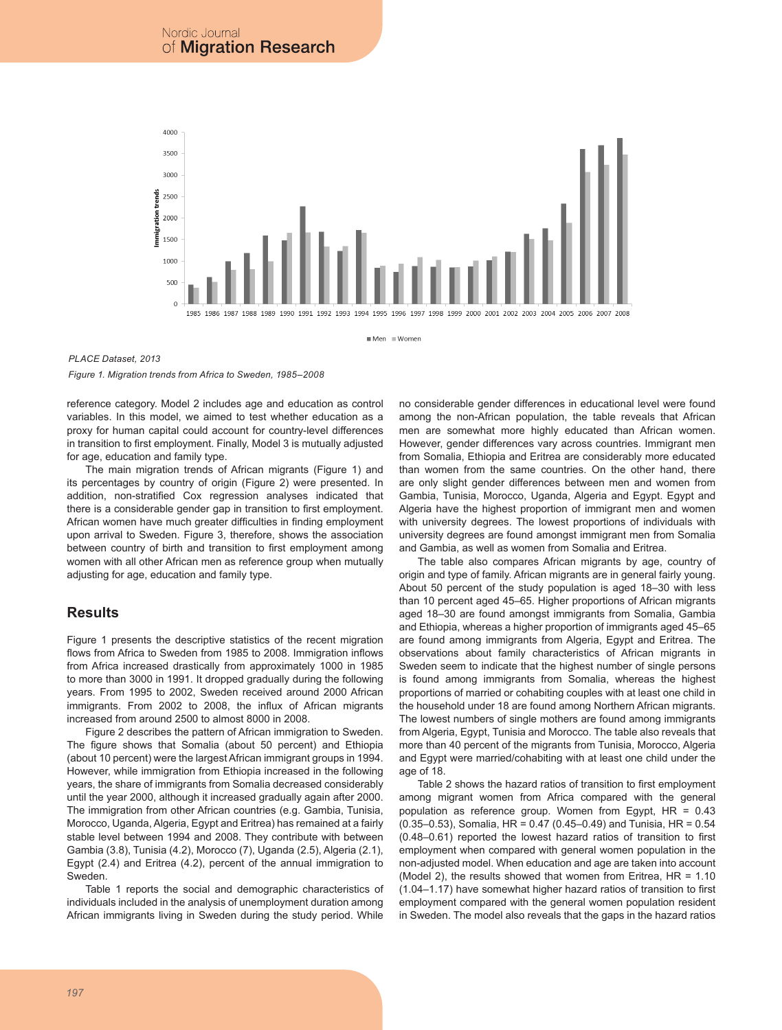4000
3500
3000
2500
2000
1500
1000
500
0

Immigration trends

1985 1986 1987 1988 1989 1990 1991 1992 1993 1994 1995 1996 1997 1998 1999 2000 2001 2002 2003 2004 2005 2006 2007 2008

Men Women

*PLACE Dataset, 2013*

*Figure 1. Migration trends from Africa to Sweden, 1985–2008*

reference category. Model 2 includes age and education as control variables. In this model, we aimed to test whether education as a proxy for human capital could account for country-level differences in transition to first employment. Finally, Model 3 is mutually adjusted for age, education and family type.

The main migration trends of African migrants (Figure 1) and its percentages by country of origin (Figure 2) were presented. In addition, non-stratified Cox regression analyses indicated that there is a considerable gender gap in transition to first employment. African women have much greater difficulties in finding employment upon arrival to Sweden. Figure 3, therefore, shows the association between country of birth and transition to first employment among women with all other African men as reference group when mutually adjusting for age, education and family type.

## Results

Figure 1 presents the descriptive statistics of the recent migration flows from Africa to Sweden from 1985 to 2008. Immigration inflows from Africa increased drastically from approximately 1000 in 1985 to more than 3000 in 1991. It dropped gradually during the following years. From 1995 to 2002, Sweden received around 2000 African immigrants. From 2002 to 2008, the influx of African migrants increased from around 2500 to almost 8000 in 2008.

Figure 2 describes the pattern of African immigration to Sweden. The figure shows that Somalia (about 50 percent) and Ethiopia (about 10 percent) were the largest African immigrant groups in 1994. However, while immigration from Ethiopia increased in the following years, the share of immigrants from Somalia decreased considerably until the year 2000, although it increased gradually again after 2000. The immigration from other African countries (e.g. Gambia, Tunisia, Morocco, Uganda, Algeria, Egypt and Eritrea) has remained at a fairly stable level between 1994 and 2008. They contribute with between Gambia (3.8), Tunisia (4.2), Morocco (7), Uganda (2.5), Algeria (2.1), Egypt (2.4) and Eritrea (4.2), percent of the annual immigration to Sweden.

Table 1 reports the social and demographic characteristics of individuals included in the analysis of unemployment duration among African immigrants living in Sweden during the study period. While no considerable gender differences in educational level were found among the non-African population, the table reveals that African men are somewhat more highly educated than African women. However, gender differences vary across countries. Immigrant men from Somalia, Ethiopia and Eritrea are considerably more educated than women from the same countries. On the other hand, there are only slight gender differences between men and women from Gambia, Tunisia, Morocco, Uganda, Algeria and Egypt. Egypt and Algeria have the highest proportion of immigrant men and women with university degrees. The lowest proportions of individuals with university degrees are found amongst immigrant men from Somalia and Gambia, as well as women from Somalia and Eritrea.

The table also compares African migrants by age, country of origin and type of family. African migrants are in general fairly young. About 50 percent of the study population is aged 18–30 with less than 10 percent aged 45–65. Higher proportions of African migrants aged 18–30 are found amongst immigrants from Somalia, Gambia and Ethiopia, whereas a higher proportion of immigrants aged 45–65 are found among immigrants from Algeria, Egypt and Eritrea. The observations about family characteristics of African migrants in Sweden seem to indicate that the highest number of single persons is found among immigrants from Somalia, whereas the highest proportions of married or cohabiting couples with at least one child in the household under 18 are found among Northern African migrants. The lowest numbers of single mothers are found among immigrants from Algeria, Egypt, Tunisia and Morocco. The table also reveals that more than 40 percent of the migrants from Tunisia, Morocco, Algeria and Egypt were married/cohabiting with at least one child under the age of 18.

Table 2 shows the hazard ratios of transition to first employment among migrant women from Africa compared with the general population as reference group. Women from Egypt, HR = 0.43 (0.35–0.53), Somalia, HR = 0.47 (0.45–0.49) and Tunisia, HR = 0.54 (0.48–0.61) reported the lowest hazard ratios of transition to first employment when compared with general women population in the non-adjusted model. When education and age are taken into account (Model 2), the results showed that women from Eritrea, HR = 1.10 (1.04–1.17) have somewhat higher hazard ratios of transition to first employment compared with the general women population resident in Sweden. The model also reveals that the gaps in the hazard ratios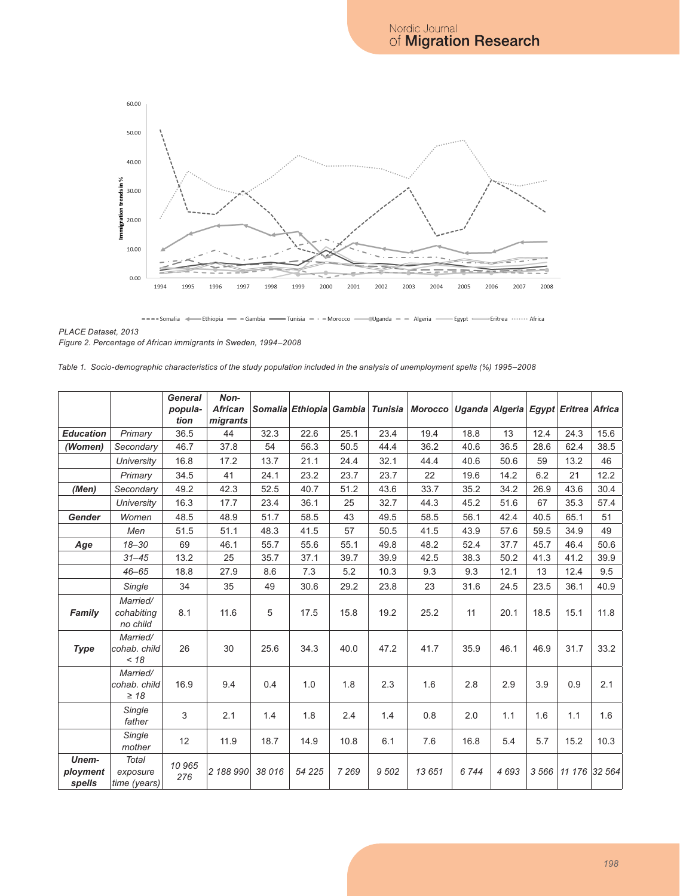60.00
50.00
40.00
30.00
20.00
10.00
0.00

Immigration trends in %

1994 1995 1996 1997 1998 1999 2000 2001 2002 2003 2004 2005 2006 2007 2008

Somalia Ethiopia Gambia Tunisia Morocco Uganda Algeria Egypt Eritrea Africa

*PLACE Dataset, 2013*

*Figure 2. Percentage of African immigrants in Sweden, 1994–2008*

*Table 1. Socio-demographic characteristics of the study population included in the analysis of unemployment spells (%) 1995–2008*

| | | *General population* | *Non-African migrants* | *Somalia* | *Ethiopia* | *Gambia* | *Tunisia* | *Morocco* | *Uganda* | *Algeria* | *Egypt* | *Eritrea* | *Africa* |
|---|---|---|---|---|---|---|---|---|---|---|---|---|---|
| ***Education*** | *Primary* | 36.5 | 44 | 32.3 | 22.6 | 25.1 | 23.4 | 19.4 | 18.8 | 13 | 12.4 | 24.3 | 15.6 |
| ***(Women)*** | *Secondary* | 46.7 | 37.8 | 54 | 56.3 | 50.5 | 44.4 | 36.2 | 40.6 | 36.5 | 28.6 | 62.4 | 38.5 |
| | *University* | 16.8 | 17.2 | 13.7 | 21.1 | 24.4 | 32.1 | 44.4 | 40.6 | 50.6 | 59 | 13.2 | 46 |
| | *Primary* | 34.5 | 41 | 24.1 | 23.2 | 23.7 | 23.7 | 22 | 19.6 | 14.2 | 6.2 | 21 | 12.2 |
| ***(Men)*** | *Secondary* | 49.2 | 42.3 | 52.5 | 40.7 | 51.2 | 43.6 | 33.7 | 35.2 | 34.2 | 26.9 | 43.6 | 30.4 |
| | *University* | 16.3 | 17.7 | 23.4 | 36.1 | 25 | 32.7 | 44.3 | 45.2 | 51.6 | 67 | 35.3 | 57.4 |
| ***Gender*** | *Women* | 48.5 | 48.9 | 51.7 | 58.5 | 43 | 49.5 | 58.5 | 56.1 | 42.4 | 40.5 | 65.1 | 51 |
| | *Men* | 51.5 | 51.1 | 48.3 | 41.5 | 57 | 50.5 | 41.5 | 43.9 | 57.6 | 59.5 | 34.9 | 49 |
| ***Age*** | *18–30* | 69 | 46.1 | 55.7 | 55.6 | 55.1 | 49.8 | 48.2 | 52.4 | 37.7 | 45.7 | 46.4 | 50.6 |
| | *31–45* | 13.2 | 25 | 35.7 | 37.1 | 39.7 | 39.9 | 42.5 | 38.3 | 50.2 | 41.3 | 41.2 | 39.9 |
| | *46–65* | 18.8 | 27.9 | 8.6 | 7.3 | 5.2 | 10.3 | 9.3 | 9.3 | 12.1 | 13 | 12.4 | 9.5 |
| | *Single* | 34 | 35 | 49 | 30.6 | 29.2 | 23.8 | 23 | 31.6 | 24.5 | 23.5 | 36.1 | 40.9 |
| ***Family*** | *Married/ cohabiting no child* | 8.1 | 11.6 | 5 | 17.5 | 15.8 | 19.2 | 25.2 | 11 | 20.1 | 18.5 | 15.1 | 11.8 |
| ***Type*** | *Married/ cohab. child < 18* | 26 | 30 | 25.6 | 34.3 | 40.0 | 47.2 | 41.7 | 35.9 | 46.1 | 46.9 | 31.7 | 33.2 |
| | *Married/ cohab. child ≥ 18* | 16.9 | 9.4 | 0.4 | 1.0 | 1.8 | 2.3 | 1.6 | 2.8 | 2.9 | 3.9 | 0.9 | 2.1 |
| | *Single father* | 3 | 2.1 | 1.4 | 1.8 | 2.4 | 1.4 | 0.8 | 2.0 | 1.1 | 1.6 | 1.1 | 1.6 |
| | *Single mother* | 12 | 11.9 | 18.7 | 14.9 | 10.8 | 6.1 | 7.6 | 16.8 | 5.4 | 5.7 | 15.2 | 10.3 |
| ***Unemployment spells*** | *Total exposure time (years)* | *10 965 276* | *2 188 990* | *38 016* | *54 225* | *7 269* | *9 502* | *13 651* | *6 744* | *4 693* | *3 566* | *11 176* | *32 564* |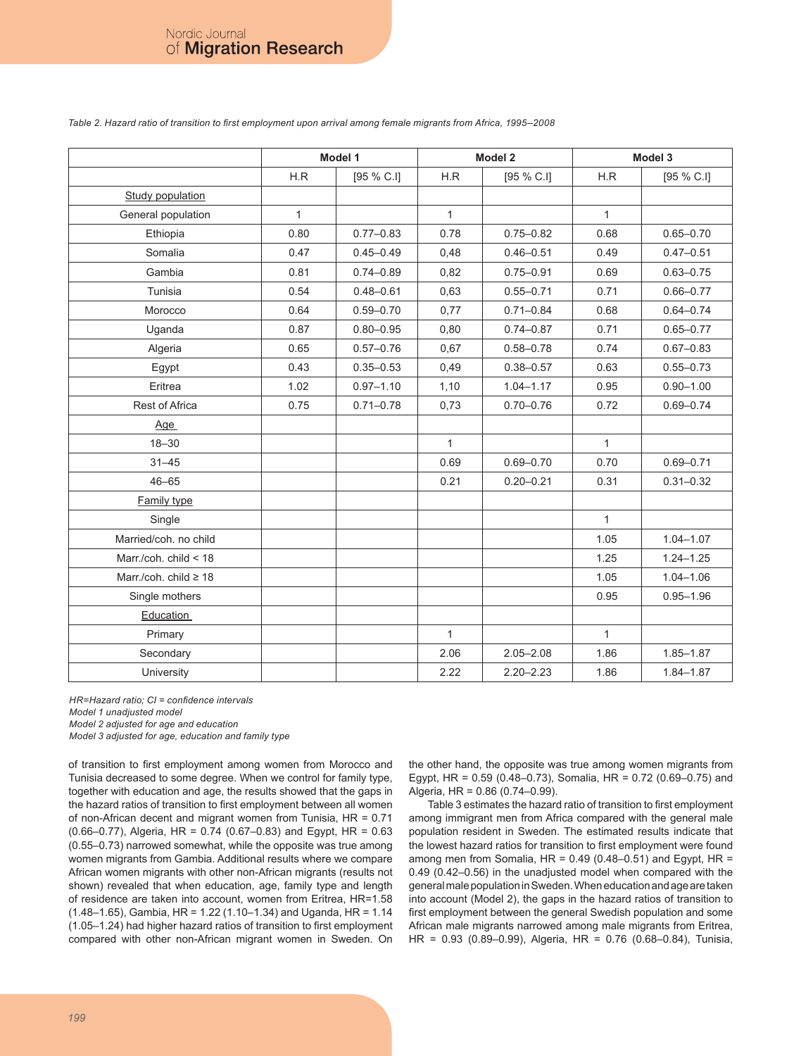*Table 2. Hazard ratio of transition to first employment upon arrival among female migrants from Africa, 1995–2008*

| | Model 1 | | Model 2 | | Model 3 | |
|---|---|---|---|---|---|---|
| | H.R | [95 % C.I] | H.R | [95 % C.I] | H.R | [95 % C.I] |
| Study population | | | | | | |
| General population | 1 | | 1 | | 1 | |
| Ethiopia | 0.80 | 0.77–0.83 | 0.78 | 0.75–0.82 | 0.68 | 0.65–0.70 |
| Somalia | 0.47 | 0.45–0.49 | 0,48 | 0.46–0.51 | 0.49 | 0.47–0.51 |
| Gambia | 0.81 | 0.74–0.89 | 0,82 | 0.75–0.91 | 0.69 | 0.63–0.75 |
| Tunisia | 0.54 | 0.48–0.61 | 0,63 | 0.55–0.71 | 0.71 | 0.66–0.77 |
| Morocco | 0.64 | 0.59–0.70 | 0,77 | 0.71–0.84 | 0.68 | 0.64–0.74 |
| Uganda | 0.87 | 0.80–0.95 | 0,80 | 0.74–0.87 | 0.71 | 0.65–0.77 |
| Algeria | 0.65 | 0.57–0.76 | 0,67 | 0.58–0.78 | 0.74 | 0.67–0.83 |
| Egypt | 0.43 | 0.35–0.53 | 0,49 | 0.38–0.57 | 0.63 | 0.55–0.73 |
| Eritrea | 1.02 | 0.97–1.10 | 1,10 | 1.04–1.17 | 0.95 | 0.90–1.00 |
| Rest of Africa | 0.75 | 0.71–0.78 | 0,73 | 0.70–0.76 | 0.72 | 0.69–0.74 |
| Age | | | | | | |
| 18–30 | | | 1 | | 1 | |
| 31–45 | | | 0.69 | 0.69–0.70 | 0.70 | 0.69–0.71 |
| 46–65 | | | 0.21 | 0.20–0.21 | 0.31 | 0.31–0.32 |
| Family type | | | | | | |
| Single | | | | | 1 | |
| Married/coh. no child | | | | | 1.05 | 1.04–1.07 |
| Marr./coh. child < 18 | | | | | 1.25 | 1.24–1.25 |
| Marr./coh. child ≥ 18 | | | | | 1.05 | 1.04–1.06 |
| Single mothers | | | | | 0.95 | 0.95–1.96 |
| Education | | | | | | |
| Primary | | | 1 | | 1 | |
| Secondary | | | 2.06 | 2.05–2.08 | 1.86 | 1.85–1.87 |
| University | | | 2.22 | 2.20–2.23 | 1.86 | 1.84–1.87 |

*HR=Hazard ratio; CI = confidence intervals*
*Model 1 unadjusted model*
*Model 2 adjusted for age and education*
*Model 3 adjusted for age, education and family type*

of transition to first employment among women from Morocco and Tunisia decreased to some degree. When we control for family type, together with education and age, the results showed that the gaps in the hazard ratios of transition to first employment between all women of non-African decent and migrant women from Tunisia, HR = 0.71 (0.66–0.77), Algeria, HR = 0.74 (0.67–0.83) and Egypt, HR = 0.63 (0.55–0.73) narrowed somewhat, while the opposite was true among women migrants from Gambia. Additional results where we compare African women migrants with other non-African migrants (results not shown) revealed that when education, age, family type and length of residence are taken into account, women from Eritrea, HR=1.58 (1.48–1.65), Gambia, HR = 1.22 (1.10–1.34) and Uganda, HR = 1.14 (1.05–1.24) had higher hazard ratios of transition to first employment compared with other non-African migrant women in Sweden. On the other hand, the opposite was true among women migrants from Egypt, HR = 0.59 (0.48–0.73), Somalia, HR = 0.72 (0.69–0.75) and Algeria, HR = 0.86 (0.74–0.99).

Table 3 estimates the hazard ratio of transition to first employment among immigrant men from Africa compared with the general male population resident in Sweden. The estimated results indicate that the lowest hazard ratios for transition to first employment were found among men from Somalia, HR = 0.49 (0.48–0.51) and Egypt, HR = 0.49 (0.42–0.56) in the unadjusted model when compared with the general male population in Sweden. When education and age are taken into account (Model 2), the gaps in the hazard ratios of transition to first employment between the general Swedish population and some African male migrants narrowed among male migrants from Eritrea, HR = 0.93 (0.89–0.99), Algeria, HR = 0.76 (0.68–0.84), Tunisia,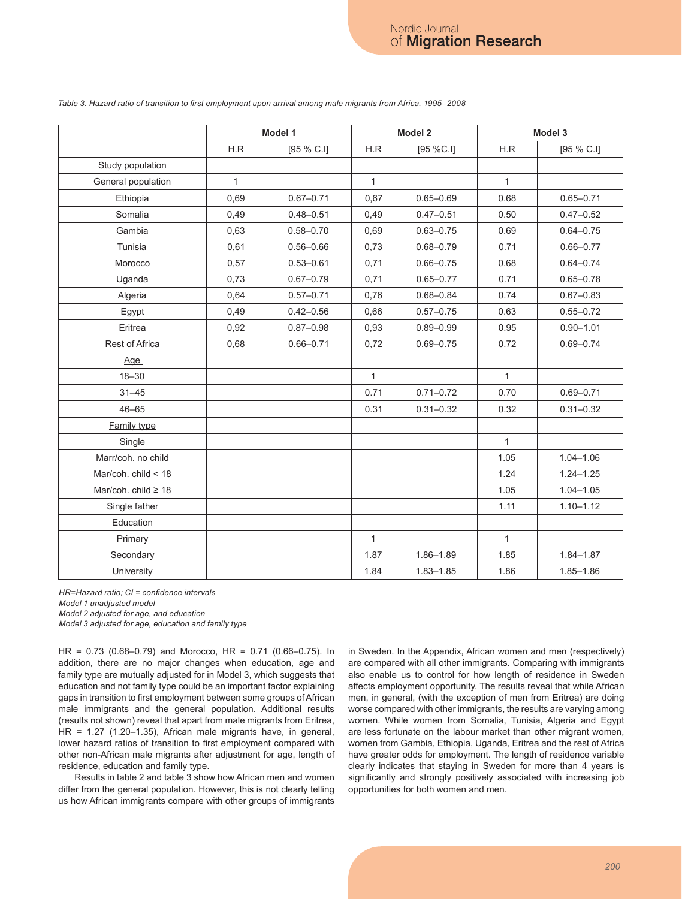*Table 3. Hazard ratio of transition to first employment upon arrival among male migrants from Africa, 1995–2008*

| | Model 1 | | Model 2 | | Model 3 | |
|---|---|---|---|---|---|---|
| | H.R | [95 % C.I] | H.R | [95 %C.I] | H.R | [95 % C.I] |
| Study population | | | | | | |
| General population | 1 | | 1 | | 1 | |
| Ethiopia | 0,69 | 0.67–0.71 | 0,67 | 0.65–0.69 | 0.68 | 0.65–0.71 |
| Somalia | 0,49 | 0.48–0.51 | 0,49 | 0.47–0.51 | 0.50 | 0.47–0.52 |
| Gambia | 0,63 | 0.58–0.70 | 0,69 | 0.63–0.75 | 0.69 | 0.64–0.75 |
| Tunisia | 0,61 | 0.56–0.66 | 0,73 | 0.68–0.79 | 0.71 | 0.66–0.77 |
| Morocco | 0,57 | 0.53–0.61 | 0,71 | 0.66–0.75 | 0.68 | 0.64–0.74 |
| Uganda | 0,73 | 0.67–0.79 | 0,71 | 0.65–0.77 | 0.71 | 0.65–0.78 |
| Algeria | 0,64 | 0.57–0.71 | 0,76 | 0.68–0.84 | 0.74 | 0.67–0.83 |
| Egypt | 0,49 | 0.42–0.56 | 0,66 | 0.57–0.75 | 0.63 | 0.55–0.72 |
| Eritrea | 0,92 | 0.87–0.98 | 0,93 | 0.89–0.99 | 0.95 | 0.90–1.01 |
| Rest of Africa | 0,68 | 0.66–0.71 | 0,72 | 0.69–0.75 | 0.72 | 0.69–0.74 |
| Age | | | | | | |
| 18–30 | | | 1 | | 1 | |
| 31–45 | | | 0.71 | 0.71–0.72 | 0.70 | 0.69–0.71 |
| 46–65 | | | 0.31 | 0.31–0.32 | 0.32 | 0.31–0.32 |
| Family type | | | | | | |
| Single | | | | | 1 | |
| Marr/coh. no child | | | | | 1.05 | 1.04–1.06 |
| Mar/coh. child < 18 | | | | | 1.24 | 1.24–1.25 |
| Mar/coh. child ≥ 18 | | | | | 1.05 | 1.04–1.05 |
| Single father | | | | | 1.11 | 1.10–1.12 |
| Education | | | | | | |
| Primary | | | 1 | | 1 | |
| Secondary | | | 1.87 | 1.86–1.89 | 1.85 | 1.84–1.87 |
| University | | | 1.84 | 1.83–1.85 | 1.86 | 1.85–1.86 |

*HR=Hazard ratio; CI = confidence intervals*
*Model 1 unadjusted model*
*Model 2 adjusted for age, and education*
*Model 3 adjusted for age, education and family type*

HR = 0.73 (0.68–0.79) and Morocco, HR = 0.71 (0.66–0.75). In addition, there are no major changes when education, age and family type are mutually adjusted for in Model 3, which suggests that education and not family type could be an important factor explaining gaps in transition to first employment between some groups of African male immigrants and the general population. Additional results (results not shown) reveal that apart from male migrants from Eritrea, HR = 1.27 (1.20–1.35), African male migrants have, in general, lower hazard ratios of transition to first employment compared with other non-African male migrants after adjustment for age, length of residence, education and family type.

Results in table 2 and table 3 show how African men and women differ from the general population. However, this is not clearly telling us how African immigrants compare with other groups of immigrants in Sweden. In the Appendix, African women and men (respectively) are compared with all other immigrants. Comparing with immigrants also enable us to control for how length of residence in Sweden affects employment opportunity. The results reveal that while African men, in general, (with the exception of men from Eritrea) are doing worse compared with other immigrants, the results are varying among women. While women from Somalia, Tunisia, Algeria and Egypt are less fortunate on the labour market than other migrant women, women from Gambia, Ethiopia, Uganda, Eritrea and the rest of Africa have greater odds for employment. The length of residence variable clearly indicates that staying in Sweden for more than 4 years is significantly and strongly positively associated with increasing job opportunities for both women and men.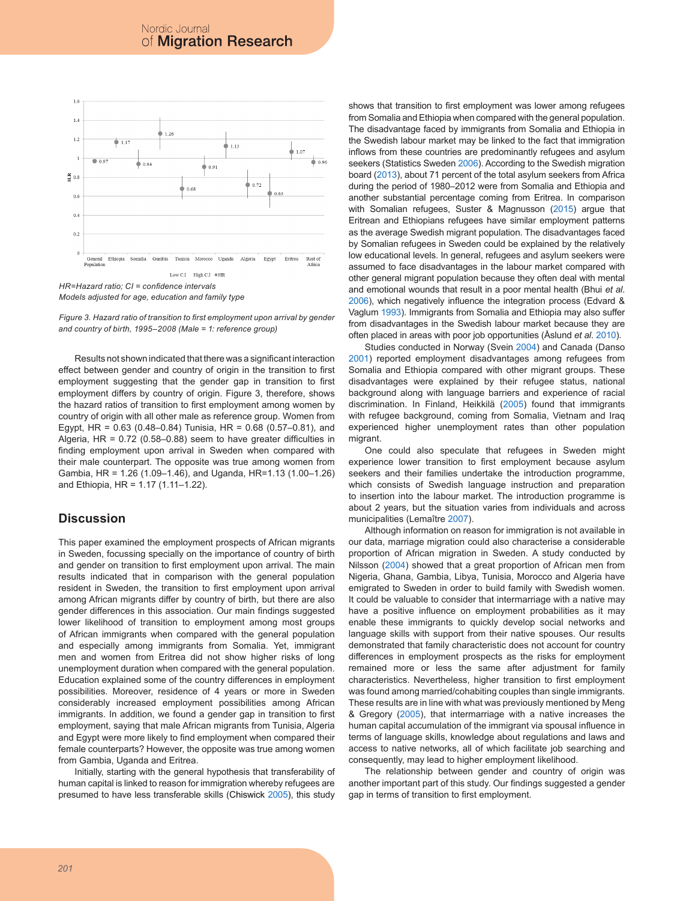1.6
1.4
1.2
1
HR 0.8
0.6
0.4
0.2
0

0.97 1.17 0.94 1.26 0.68 0.91 1.13 0.72 0.63 1.07 0.96

General Population, Ethiopia, Somalia, Gambia, Tunisia, Morocco, Uganda, Algeria, Egypt, Eritrea, Rest of Africa

Low C.I   High C.I   HR

*HR=Hazard ratio; CI = confidence intervals*
*Models adjusted for age, education and family type*

*Figure 3. Hazard ratio of transition to first employment upon arrival by gender and country of birth, 1995–2008 (Male = 1: reference group)*

Results not shown indicated that there was a significant interaction effect between gender and country of origin in the transition to first employment suggesting that the gender gap in transition to first employment differs by country of origin. Figure 3, therefore, shows the hazard ratios of transition to first employment among women by country of origin with all other male as reference group. Women from Egypt, HR = 0.63 (0.48–0.84) Tunisia, HR = 0.68 (0.57–0.81), and Algeria, HR = 0.72 (0.58–0.88) seem to have greater difficulties in finding employment upon arrival in Sweden when compared with their male counterpart. The opposite was true among women from Gambia, HR = 1.26 (1.09–1.46), and Uganda, HR=1.13 (1.00–1.26) and Ethiopia, HR = 1.17 (1.11–1.22).

## Discussion

This paper examined the employment prospects of African migrants in Sweden, focussing specially on the importance of country of birth and gender on transition to first employment upon arrival. The main results indicated that in comparison with the general population resident in Sweden, the transition to first employment upon arrival among African migrants differ by country of birth, but there are also gender differences in this association. Our main findings suggested lower likelihood of transition to employment among most groups of African immigrants when compared with the general population and especially among immigrants from Somalia. Yet, immigrant men and women from Eritrea did not show higher risks of long unemployment duration when compared with the general population. Education explained some of the country differences in employment possibilities. Moreover, residence of 4 years or more in Sweden considerably increased employment possibilities among African immigrants. In addition, we found a gender gap in transition to first employment, saying that male African migrants from Tunisia, Algeria and Egypt were more likely to find employment when compared their female counterparts? However, the opposite was true among women from Gambia, Uganda and Eritrea.

Initially, starting with the general hypothesis that transferability of human capital is linked to reason for immigration whereby refugees are presumed to have less transferable skills (Chiswick 2005), this study shows that transition to first employment was lower among refugees from Somalia and Ethiopia when compared with the general population. The disadvantage faced by immigrants from Somalia and Ethiopia in the Swedish labour market may be linked to the fact that immigration inflows from these countries are predominantly refugees and asylum seekers (Statistics Sweden 2006). According to the Swedish migration board (2013), about 71 percent of the total asylum seekers from Africa during the period of 1980–2012 were from Somalia and Ethiopia and another substantial percentage coming from Eritrea. In comparison with Somalian refugees, Suster & Magnusson (2015) argue that Eritrean and Ethiopians refugees have similar employment patterns as the average Swedish migrant population. The disadvantages faced by Somalian refugees in Sweden could be explained by the relatively low educational levels. In general, refugees and asylum seekers were assumed to face disadvantages in the labour market compared with other general migrant population because they often deal with mental and emotional wounds that result in a poor mental health (Bhui *et al.* 2006), which negatively influence the integration process (Edvard & Vaglum 1993). Immigrants from Somalia and Ethiopia may also suffer from disadvantages in the Swedish labour market because they are often placed in areas with poor job opportunities (Åslund *et al.* 2010).

Studies conducted in Norway (Svein 2004) and Canada (Danso 2001) reported employment disadvantages among refugees from Somalia and Ethiopia compared with other migrant groups. These disadvantages were explained by their refugee status, national background along with language barriers and experience of racial discrimination. In Finland, Heikkilä (2005) found that immigrants with refugee background, coming from Somalia, Vietnam and Iraq experienced higher unemployment rates than other population migrant.

One could also speculate that refugees in Sweden might experience lower transition to first employment because asylum seekers and their families undertake the introduction programme, which consists of Swedish language instruction and preparation to insertion into the labour market. The introduction programme is about 2 years, but the situation varies from individuals and across municipalities (Lemaître 2007).

Although information on reason for immigration is not available in our data, marriage migration could also characterise a considerable proportion of African migration in Sweden. A study conducted by Nilsson (2004) showed that a great proportion of African men from Nigeria, Ghana, Gambia, Libya, Tunisia, Morocco and Algeria have emigrated to Sweden in order to build family with Swedish women. It could be valuable to consider that intermarriage with a native may have a positive influence on employment probabilities as it may enable these immigrants to quickly develop social networks and language skills with support from their native spouses. Our results demonstrated that family characteristic does not account for country differences in employment prospects as the risks for employment remained more or less the same after adjustment for family characteristics. Nevertheless, higher transition to first employment was found among married/cohabiting couples than single immigrants. These results are in line with what was previously mentioned by Meng & Gregory (2005), that intermarriage with a native increases the human capital accumulation of the immigrant via spousal influence in terms of language skills, knowledge about regulations and laws and access to native networks, all of which facilitate job searching and consequently, may lead to higher employment likelihood.

The relationship between gender and country of origin was another important part of this study. Our findings suggested a gender gap in terms of transition to first employment.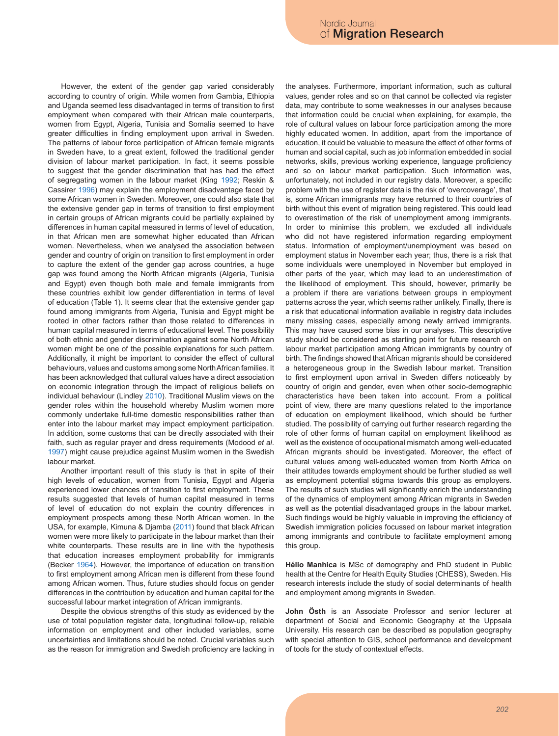However, the extent of the gender gap varied considerably according to country of origin. While women from Gambia, Ethiopia and Uganda seemed less disadvantaged in terms of transition to first employment when compared with their African male counterparts, women from Egypt, Algeria, Tunisia and Somalia seemed to have greater difficulties in finding employment upon arrival in Sweden. The patterns of labour force participation of African female migrants in Sweden have, to a great extent, followed the traditional gender division of labour market participation. In fact, it seems possible to suggest that the gender discrimination that has had the effect of segregating women in the labour market (King 1992; Reskin & Cassirer 1996) may explain the employment disadvantage faced by some African women in Sweden. Moreover, one could also state that the extensive gender gap in terms of transition to first employment in certain groups of African migrants could be partially explained by differences in human capital measured in terms of level of education, in that African men are somewhat higher educated than African women. Nevertheless, when we analysed the association between gender and country of origin on transition to first employment in order to capture the extent of the gender gap across countries, a huge gap was found among the North African migrants (Algeria, Tunisia and Egypt) even though both male and female immigrants from these countries exhibit low gender differentiation in terms of level of education (Table 1). It seems clear that the extensive gender gap found among immigrants from Algeria, Tunisia and Egypt might be rooted in other factors rather than those related to differences in human capital measured in terms of educational level. The possibility of both ethnic and gender discrimination against some North African women might be one of the possible explanations for such pattern. Additionally, it might be important to consider the effect of cultural behaviours, values and customs among some North African families. It has been acknowledged that cultural values have a direct association on economic integration through the impact of religious beliefs on individual behaviour (Lindley 2010). Traditional Muslim views on the gender roles within the household whereby Muslim women more commonly undertake full-time domestic responsibilities rather than enter into the labour market may impact employment participation. In addition, some customs that can be directly associated with their faith, such as regular prayer and dress requirements (Modood *et al*. 1997) might cause prejudice against Muslim women in the Swedish labour market.

Another important result of this study is that in spite of their high levels of education, women from Tunisia, Egypt and Algeria experienced lower chances of transition to first employment. These results suggested that levels of human capital measured in terms of level of education do not explain the country differences in employment prospects among these North African women. In the USA, for example, Kimuna & Djamba (2011) found that black African women were more likely to participate in the labour market than their white counterparts. These results are in line with the hypothesis that education increases employment probability for immigrants (Becker 1964). However, the importance of education on transition to first employment among African men is different from these found among African women. Thus, future studies should focus on gender differences in the contribution by education and human capital for the successful labour market integration of African immigrants.

Despite the obvious strengths of this study as evidenced by the use of total population register data, longitudinal follow-up, reliable information on employment and other included variables, some uncertainties and limitations should be noted. Crucial variables such as the reason for immigration and Swedish proficiency are lacking in the analyses. Furthermore, important information, such as cultural values, gender roles and so on that cannot be collected via register data, may contribute to some weaknesses in our analyses because that information could be crucial when explaining, for example, the role of cultural values on labour force participation among the more highly educated women. In addition, apart from the importance of education, it could be valuable to measure the effect of other forms of human and social capital, such as job information embedded in social networks, skills, previous working experience, language proficiency and so on labour market participation. Such information was, unfortunately, not included in our registry data. Moreover, a specific problem with the use of register data is the risk of 'overcoverage', that is, some African immigrants may have returned to their countries of birth without this event of migration being registered. This could lead to overestimation of the risk of unemployment among immigrants. In order to minimise this problem, we excluded all individuals who did not have registered information regarding employment status. Information of employment/unemployment was based on employment status in November each year; thus, there is a risk that some individuals were unemployed in November but employed in other parts of the year, which may lead to an underestimation of the likelihood of employment. This should, however, primarily be a problem if there are variations between groups in employment patterns across the year, which seems rather unlikely. Finally, there is a risk that educational information available in registry data includes many missing cases, especially among newly arrived immigrants. This may have caused some bias in our analyses. This descriptive study should be considered as starting point for future research on labour market participation among African immigrants by country of birth. The findings showed that African migrants should be considered a heterogeneous group in the Swedish labour market. Transition to first employment upon arrival in Sweden differs noticeably by country of origin and gender, even when other socio-demographic characteristics have been taken into account. From a political point of view, there are many questions related to the importance of education on employment likelihood, which should be further studied. The possibility of carrying out further research regarding the role of other forms of human capital on employment likelihood as well as the existence of occupational mismatch among well-educated African migrants should be investigated. Moreover, the effect of cultural values among well-educated women from North Africa on their attitudes towards employment should be further studied as well as employment potential stigma towards this group as employers. The results of such studies will significantly enrich the understanding of the dynamics of employment among African migrants in Sweden as well as the potential disadvantaged groups in the labour market. Such findings would be highly valuable in improving the efficiency of Swedish immigration policies focussed on labour market integration among immigrants and contribute to facilitate employment among this group.

**Hélio Manhica** is MSc of demography and PhD student in Public health at the Centre for Health Equity Studies (CHESS), Sweden. His research interests include the study of social determinants of health and employment among migrants in Sweden.

**John Östh** is an Associate Professor and senior lecturer at department of Social and Economic Geography at the Uppsala University. His research can be described as population geography with special attention to GIS, school performance and development of tools for the study of contextual effects.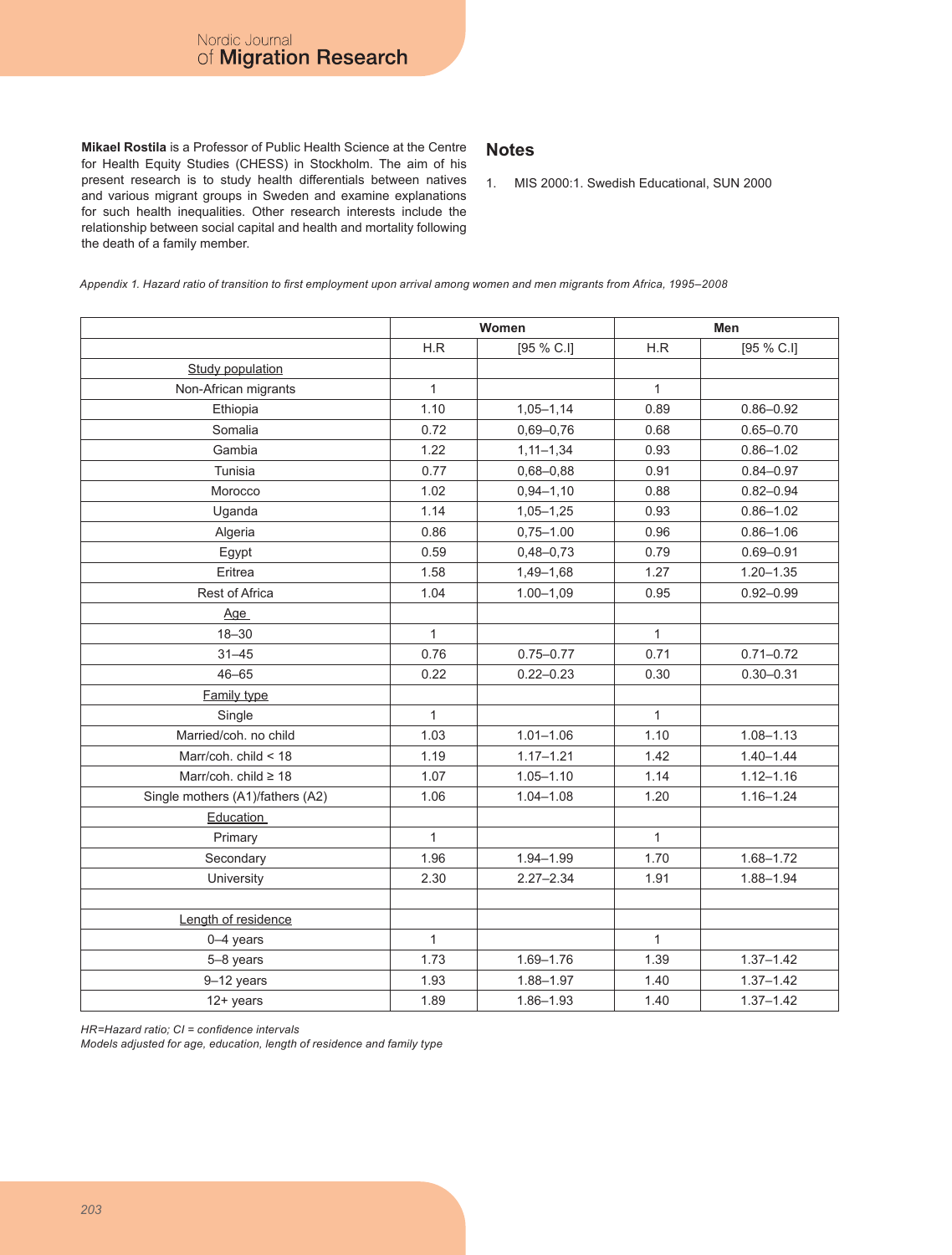**Mikael Rostila** is a Professor of Public Health Science at the Centre for Health Equity Studies (CHESS) in Stockholm. The aim of his present research is to study health differentials between natives and various migrant groups in Sweden and examine explanations for such health inequalities. Other research interests include the relationship between social capital and health and mortality following the death of a family member.

## Notes

1. MIS 2000:1. Swedish Educational, SUN 2000

*Appendix 1. Hazard ratio of transition to first employment upon arrival among women and men migrants from Africa, 1995–2008*

| | Women | | Men | |
|---|---|---|---|---|
| | H.R | [95 % C.I] | H.R | [95 % C.I] |
| Study population | | | | |
| Non-African migrants | 1 | | 1 | |
| Ethiopia | 1.10 | 1,05–1,14 | 0.89 | 0.86–0.92 |
| Somalia | 0.72 | 0,69–0,76 | 0.68 | 0.65–0.70 |
| Gambia | 1.22 | 1,11–1,34 | 0.93 | 0.86–1.02 |
| Tunisia | 0.77 | 0,68–0,88 | 0.91 | 0.84–0.97 |
| Morocco | 1.02 | 0,94–1,10 | 0.88 | 0.82–0.94 |
| Uganda | 1.14 | 1,05–1,25 | 0.93 | 0.86–1.02 |
| Algeria | 0.86 | 0,75–1.00 | 0.96 | 0.86–1.06 |
| Egypt | 0.59 | 0,48–0,73 | 0.79 | 0.69–0.91 |
| Eritrea | 1.58 | 1,49–1,68 | 1.27 | 1.20–1.35 |
| Rest of Africa | 1.04 | 1.00–1,09 | 0.95 | 0.92–0.99 |
| Age | | | | |
| 18–30 | 1 | | 1 | |
| 31–45 | 0.76 | 0.75–0.77 | 0.71 | 0.71–0.72 |
| 46–65 | 0.22 | 0.22–0.23 | 0.30 | 0.30–0.31 |
| Family type | | | | |
| Single | 1 | | 1 | |
| Married/coh. no child | 1.03 | 1.01–1.06 | 1.10 | 1.08–1.13 |
| Marr/coh. child < 18 | 1.19 | 1.17–1.21 | 1.42 | 1.40–1.44 |
| Marr/coh. child ≥ 18 | 1.07 | 1.05–1.10 | 1.14 | 1.12–1.16 |
| Single mothers (A1)/fathers (A2) | 1.06 | 1.04–1.08 | 1.20 | 1.16–1.24 |
| Education | | | | |
| Primary | 1 | | 1 | |
| Secondary | 1.96 | 1.94–1.99 | 1.70 | 1.68–1.72 |
| University | 2.30 | 2.27–2.34 | 1.91 | 1.88–1.94 |
| | | | | |
| Length of residence | | | | |
| 0–4 years | 1 | | 1 | |
| 5–8 years | 1.73 | 1.69–1.76 | 1.39 | 1.37–1.42 |
| 9–12 years | 1.93 | 1.88–1.97 | 1.40 | 1.37–1.42 |
| 12+ years | 1.89 | 1.86–1.93 | 1.40 | 1.37–1.42 |

*HR=Hazard ratio; CI = confidence intervals*
*Models adjusted for age, education, length of residence and family type*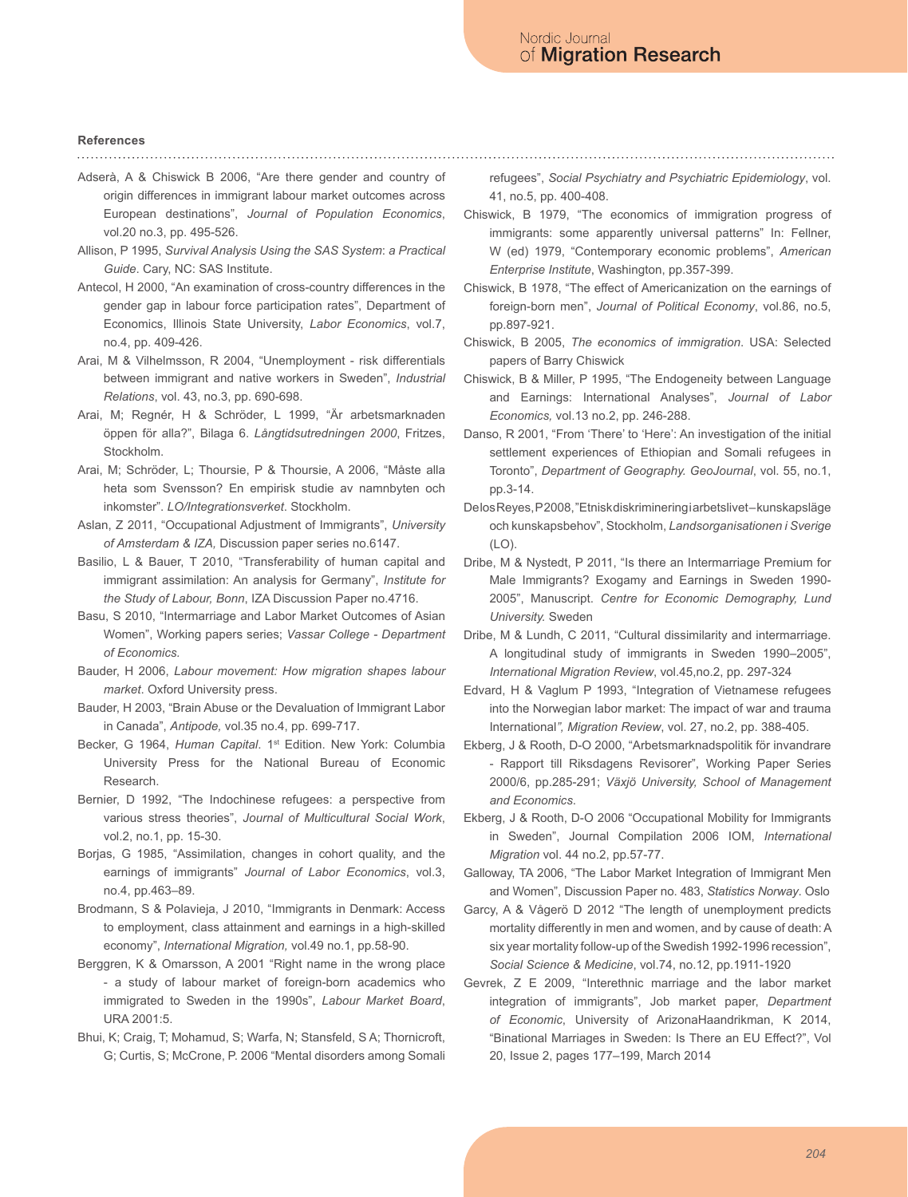**References**

Adserà, A & Chiswick B 2006, "Are there gender and country of origin differences in immigrant labour market outcomes across European destinations", *Journal of Population Economics*, vol.20 no.3, pp. 495-526.

Allison, P 1995, *Survival Analysis Using the SAS System*: *a Practical Guide*. Cary, NC: SAS Institute.

Antecol, H 2000, "An examination of cross-country differences in the gender gap in labour force participation rates", Department of Economics, Illinois State University, *Labor Economics*, vol.7, no.4, pp. 409-426.

Arai, M & Vilhelmsson, R 2004, "Unemployment - risk differentials between immigrant and native workers in Sweden", *Industrial Relations*, vol. 43, no.3, pp. 690-698.

Arai, M; Regnér, H & Schröder, L 1999, "Är arbetsmarknaden öppen för alla?", Bilaga 6. *Långtidsutredningen 2000*, Fritzes, Stockholm.

Arai, M; Schröder, L; Thoursie, P & Thoursie, A 2006, "Måste alla heta som Svensson? En empirisk studie av namnbyten och inkomster". *LO/Integrationsverket*. Stockholm.

Aslan, Z 2011, "Occupational Adjustment of Immigrants", *University of Amsterdam & IZA,* Discussion paper series no.6147.

Basilio, L & Bauer, T 2010, "Transferability of human capital and immigrant assimilation: An analysis for Germany", *Institute for the Study of Labour, Bonn*, IZA Discussion Paper no.4716.

Basu, S 2010, "Intermarriage and Labor Market Outcomes of Asian Women", Working papers series; *Vassar College - Department of Economics.*

Bauder, H 2006, *Labour movement: How migration shapes labour market*. Oxford University press.

Bauder, H 2003, "Brain Abuse or the Devaluation of Immigrant Labor in Canada", *Antipode,* vol.35 no.4, pp. 699-717.

Becker, G 1964, *Human Capital*. 1st Edition. New York: Columbia University Press for the National Bureau of Economic Research.

Bernier, D 1992, "The Indochinese refugees: a perspective from various stress theories", *Journal of Multicultural Social Work*, vol.2, no.1, pp. 15-30.

Borjas, G 1985, "Assimilation, changes in cohort quality, and the earnings of immigrants" *Journal of Labor Economics*, vol.3, no.4, pp.463–89.

Brodmann, S & Polavieja, J 2010, "Immigrants in Denmark: Access to employment, class attainment and earnings in a high-skilled economy", *International Migration,* vol.49 no.1, pp.58-90.

Berggren, K & Omarsson, A 2001 "Right name in the wrong place - a study of labour market of foreign-born academics who immigrated to Sweden in the 1990s", *Labour Market Board*, URA 2001:5.

Bhui, K; Craig, T; Mohamud, S; Warfa, N; Stansfeld, S A; Thornicroft, G; Curtis, S; McCrone, P. 2006 "Mental disorders among Somali refugees", *Social Psychiatry and Psychiatric Epidemiology*, vol. 41, no.5, pp. 400-408.

Chiswick, B 1979, "The economics of immigration progress of immigrants: some apparently universal patterns" In: Fellner, W (ed) 1979, "Contemporary economic problems", *American Enterprise Institute*, Washington, pp.357-399.

Chiswick, B 1978, "The effect of Americanization on the earnings of foreign-born men", *Journal of Political Economy*, vol.86, no.5, pp.897-921.

Chiswick, B 2005, *The economics of immigration*. USA: Selected papers of Barry Chiswick

Chiswick, B & Miller, P 1995, "The Endogeneity between Language and Earnings: International Analyses", *Journal of Labor Economics,* vol.13 no.2, pp. 246-288.

Danso, R 2001, "From 'There' to 'Here': An investigation of the initial settlement experiences of Ethiopian and Somali refugees in Toronto", *Department of Geography. GeoJournal*, vol. 55, no.1, pp.3-14.

De los Reyes, P 2008, "Etnisk diskriminering i arbetslivet – kunskapsläge och kunskapsbehov", Stockholm, *Landsorganisationen i Sverige* (LO).

Dribe, M & Nystedt, P 2011, "Is there an Intermarriage Premium for Male Immigrants? Exogamy and Earnings in Sweden 1990-2005", Manuscript. *Centre for Economic Demography, Lund University.* Sweden

Dribe, M & Lundh, C 2011, "Cultural dissimilarity and intermarriage. A longitudinal study of immigrants in Sweden 1990–2005", *International Migration Review*, vol.45,no.2, pp. 297-324

Edvard, H & Vaglum P 1993, "Integration of Vietnamese refugees into the Norwegian labor market: The impact of war and trauma International*", Migration Review*, vol. 27, no.2, pp. 388-405.

Ekberg, J & Rooth, D-O 2000, "Arbetsmarknadspolitik för invandrare - Rapport till Riksdagens Revisorer", Working Paper Series 2000/6, pp.285-291; *Växjö University, School of Management and Economics.*

Ekberg, J & Rooth, D-O 2006 "Occupational Mobility for Immigrants in Sweden", Journal Compilation 2006 IOM, *International Migration* vol. 44 no.2, pp.57-77.

Galloway, TA 2006, "The Labor Market Integration of Immigrant Men and Women", Discussion Paper no. 483, *Statistics Norway*. Oslo

Garcy, A & Vågerö D 2012 "The length of unemployment predicts mortality differently in men and women, and by cause of death: A six year mortality follow-up of the Swedish 1992-1996 recession", *Social Science & Medicine*, vol.74, no.12, pp.1911-1920

Gevrek, Z E 2009, "Interethnic marriage and the labor market integration of immigrants", Job market paper, *Department of Economic,* University of ArizonaHaandrikman, K 2014, "Binational Marriages in Sweden: Is There an EU Effect?", Vol 20, Issue 2, pages 177–199, March 2014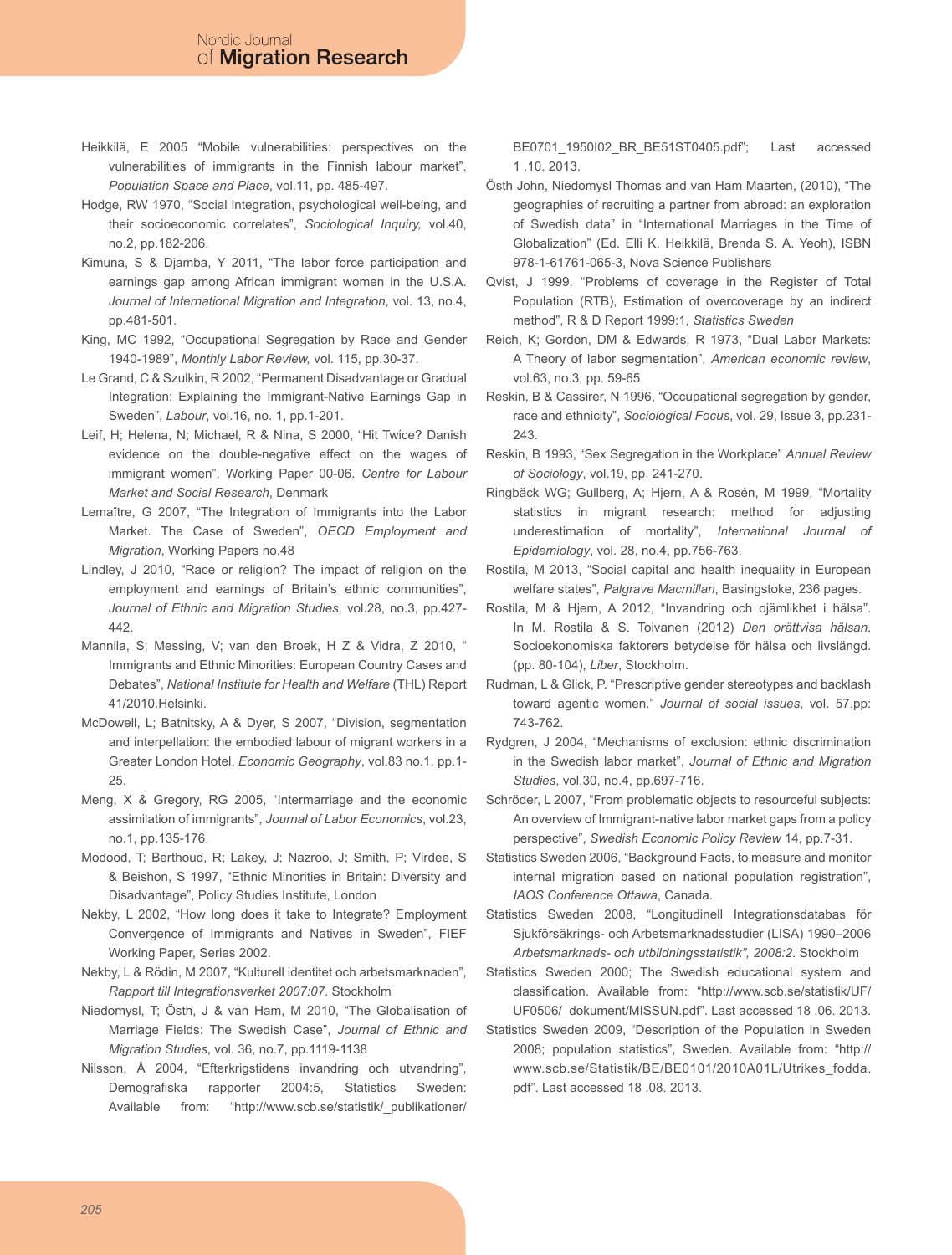Heikkilä, E 2005 "Mobile vulnerabilities: perspectives on the vulnerabilities of immigrants in the Finnish labour market". *Population Space and Place*, vol.11, pp. 485-497.

Hodge, RW 1970, "Social integration, psychological well-being, and their socioeconomic correlates", *Sociological Inquiry,* vol.40, no.2, pp.182-206.

Kimuna, S & Djamba, Y 2011, "The labor force participation and earnings gap among African immigrant women in the U.S.A. *Journal of International Migration and Integration*, vol. 13, no.4, pp.481-501.

King, MC 1992, "Occupational Segregation by Race and Gender 1940-1989", *Monthly Labor Review,* vol. 115, pp.30-37.

Le Grand, C & Szulkin, R 2002, "Permanent Disadvantage or Gradual Integration: Explaining the Immigrant-Native Earnings Gap in Sweden", *Labour*, vol.16, no. 1, pp.1-201.

Leif, H; Helena, N; Michael, R & Nina, S 2000, "Hit Twice? Danish evidence on the double-negative effect on the wages of immigrant women", Working Paper 00-06. *Centre for Labour Market and Social Research*, Denmark

Lemaître, G 2007, "The Integration of Immigrants into the Labor Market. The Case of Sweden", *OECD Employment and Migration*, Working Papers no.48

Lindley, J 2010, "Race or religion? The impact of religion on the employment and earnings of Britain's ethnic communities", *Journal of Ethnic and Migration Studies*, vol.28, no.3, pp.427-442.

Mannila, S; Messing, V; van den Broek, H Z & Vidra, Z 2010, " Immigrants and Ethnic Minorities: European Country Cases and Debates", *National Institute for Health and Welfare* (THL) Report 41/2010.Helsinki.

McDowell, L; Batnitsky, A & Dyer, S 2007, "Division, segmentation and interpellation: the embodied labour of migrant workers in a Greater London Hotel, *Economic Geography*, vol.83 no.1, pp.1-25.

Meng, X & Gregory, RG 2005, "Intermarriage and the economic assimilation of immigrants", *Journal of Labor Economics*, vol.23, no.1, pp.135-176.

Modood, T; Berthoud, R; Lakey, J; Nazroo, J; Smith, P; Virdee, S & Beishon, S 1997, "Ethnic Minorities in Britain: Diversity and Disadvantage", Policy Studies Institute, London

Nekby, L 2002, "How long does it take to Integrate? Employment Convergence of Immigrants and Natives in Sweden", FIEF Working Paper, Series 2002.

Nekby, L & Rödin, M 2007, "Kulturell identitet och arbetsmarknaden", *Rapport till Integrationsverket 2007:07*. Stockholm

Niedomysl, T; Östh, J & van Ham, M 2010, "The Globalisation of Marriage Fields: The Swedish Case", *Journal of Ethnic and Migration Studies*, vol. 36, no.7, pp.1119-1138

Nilsson, Å 2004, "Efterkrigstidens invandring och utvandring", Demografiska rapporter 2004:5, Statistics Sweden: Available from: "http://www.scb.se/statistik/_publikationer/BE0701_1950I02_BR_BE51ST0405.pdf"; Last accessed 1 .10. 2013.

Östh John, Niedomysl Thomas and van Ham Maarten, (2010), "The geographies of recruiting a partner from abroad: an exploration of Swedish data" in "International Marriages in the Time of Globalization" (Ed. Elli K. Heikkilä, Brenda S. A. Yeoh), ISBN 978-1-61761-065-3, Nova Science Publishers

Qvist, J 1999, "Problems of coverage in the Register of Total Population (RTB), Estimation of overcoverage by an indirect method", R & D Report 1999:1, *Statistics Sweden*

Reich, K; Gordon, DM & Edwards, R 1973, "Dual Labor Markets: A Theory of labor segmentation", *American economic review*, vol.63, no.3, pp. 59-65.

Reskin, B & Cassirer, N 1996, "Occupational segregation by gender, race and ethnicity", *Sociological Focus*, vol. 29, Issue 3, pp.231-243.

Reskin, B 1993, "Sex Segregation in the Workplace" *Annual Review of Sociology*, vol.19, pp. 241-270.

Ringbäck WG; Gullberg, A; Hjern, A & Rosén, M 1999, "Mortality statistics in migrant research: method for adjusting underestimation of mortality", *International Journal of Epidemiology*, vol. 28, no.4, pp.756-763.

Rostila, M 2013, "Social capital and health inequality in European welfare states", *Palgrave Macmillan*, Basingstoke, 236 pages.

Rostila, M & Hjern, A 2012, "Invandring och ojämlikhet i hälsa". In M. Rostila & S. Toivanen (2012) *Den orättvisa hälsan.* Socioekonomiska faktorers betydelse för hälsa och livslängd. (pp. 80-104), *Liber*, Stockholm.

Rudman, L & Glick, P. "Prescriptive gender stereotypes and backlash toward agentic women." *Journal of social issues*, vol. 57.pp: 743-762.

Rydgren, J 2004, "Mechanisms of exclusion: ethnic discrimination in the Swedish labor market", *Journal of Ethnic and Migration Studies*, vol.30, no.4, pp.697-716.

Schröder, L 2007, "From problematic objects to resourceful subjects: An overview of Immigrant-native labor market gaps from a policy perspective", *Swedish Economic Policy Review* 14, pp.7-31.

Statistics Sweden 2006, "Background Facts, to measure and monitor internal migration based on national population registration", *IAOS Conference Ottawa*, Canada.

Statistics Sweden 2008, "Longitudinell Integrationsdatabas för Sjukförsäkrings- och Arbetsmarknadsstudier (LISA) 1990–2006 *Arbetsmarknads- och utbildningsstatistik", 2008:2.* Stockholm

Statistics Sweden 2000; The Swedish educational system and classification. Available from: "http://www.scb.se/statistik/UF/UF0506/_dokument/MISSUN.pdf". Last accessed 18 .06. 2013.

Statistics Sweden 2009, "Description of the Population in Sweden 2008; population statistics", Sweden. Available from: "http://www.scb.se/Statistik/BE/BE0101/2010A01L/Utrikes_fodda.pdf". Last accessed 18 .08. 2013.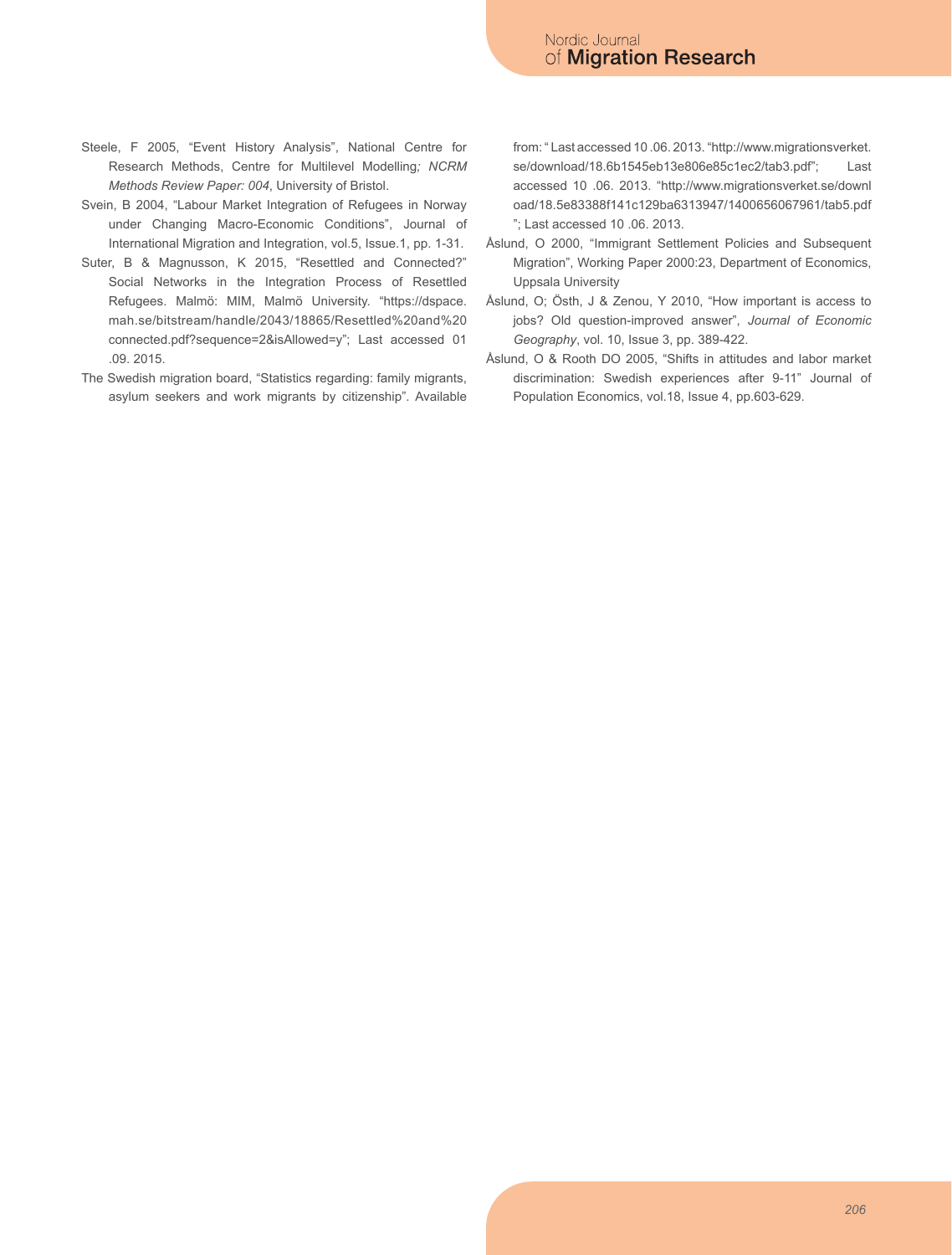Steele, F 2005, "Event History Analysis", National Centre for Research Methods, Centre for Multilevel Modelling*; NCRM Methods Review Paper: 004*, University of Bristol.

Svein, B 2004, "Labour Market Integration of Refugees in Norway under Changing Macro-Economic Conditions", Journal of International Migration and Integration, vol.5, Issue.1, pp. 1-31.

Suter, B & Magnusson, K 2015, "Resettled and Connected?" Social Networks in the Integration Process of Resettled Refugees. Malmö: MIM, Malmö University. "https://dspace.mah.se/bitstream/handle/2043/18865/Resettled%20and%20connected.pdf?sequence=2&isAllowed=y"; Last accessed 01 .09. 2015.

The Swedish migration board, "Statistics regarding: family migrants, asylum seekers and work migrants by citizenship". Available from: " Last accessed 10 .06. 2013. "http://www.migrationsverket.se/download/18.6b1545eb13e806e85c1ec2/tab3.pdf"; Last accessed 10 .06. 2013. "http://www.migrationsverket.se/download/18.5e83388f141c129ba6313947/1400656067961/tab5.pdf"; Last accessed 10 .06. 2013.

Åslund, O 2000, "Immigrant Settlement Policies and Subsequent Migration", Working Paper 2000:23, Department of Economics, Uppsala University

Åslund, O; Östh, J & Zenou, Y 2010, "How important is access to jobs? Old question-improved answer", *Journal of Economic Geography*, vol. 10, Issue 3, pp. 389-422.

Åslund, O & Rooth DO 2005, "Shifts in attitudes and labor market discrimination: Swedish experiences after 9-11" Journal of Population Economics, vol.18, Issue 4, pp.603-629.